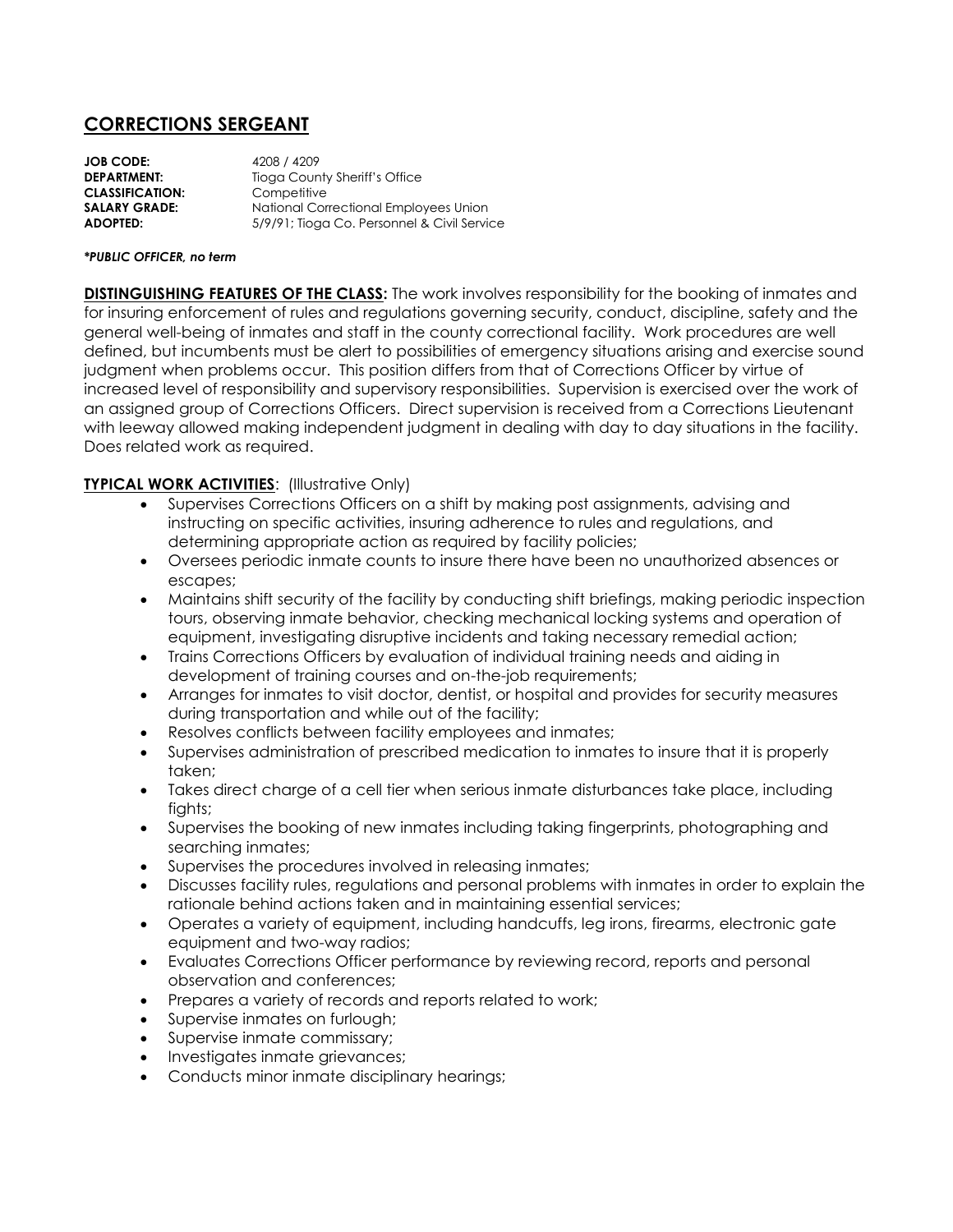# CORRECTIONS SERGEANT

**JOB CODE:** 4208 / 4209
**DEPARTMENT:** Tioga County Sheriff's Office
**CLASSIFICATION:** Competitive
**SALARY GRADE:** National Correctional Employees Union
**ADOPTED:** 5/9/91; Tioga Co. Personnel & Civil Service

***PUBLIC OFFICER, no term***

**DISTINGUISHING FEATURES OF THE CLASS:** The work involves responsibility for the booking of inmates and for insuring enforcement of rules and regulations governing security, conduct, discipline, safety and the general well-being of inmates and staff in the county correctional facility. Work procedures are well defined, but incumbents must be alert to possibilities of emergency situations arising and exercise sound judgment when problems occur. This position differs from that of Corrections Officer by virtue of increased level of responsibility and supervisory responsibilities. Supervision is exercised over the work of an assigned group of Corrections Officers. Direct supervision is received from a Corrections Lieutenant with leeway allowed making independent judgment in dealing with day to day situations in the facility. Does related work as required.

**TYPICAL WORK ACTIVITIES**: (Illustrative Only)

- Supervises Corrections Officers on a shift by making post assignments, advising and instructing on specific activities, insuring adherence to rules and regulations, and determining appropriate action as required by facility policies;
- Oversees periodic inmate counts to insure there have been no unauthorized absences or escapes;
- Maintains shift security of the facility by conducting shift briefings, making periodic inspection tours, observing inmate behavior, checking mechanical locking systems and operation of equipment, investigating disruptive incidents and taking necessary remedial action;
- Trains Corrections Officers by evaluation of individual training needs and aiding in development of training courses and on-the-job requirements;
- Arranges for inmates to visit doctor, dentist, or hospital and provides for security measures during transportation and while out of the facility;
- Resolves conflicts between facility employees and inmates;
- Supervises administration of prescribed medication to inmates to insure that it is properly taken;
- Takes direct charge of a cell tier when serious inmate disturbances take place, including fights;
- Supervises the booking of new inmates including taking fingerprints, photographing and searching inmates;
- Supervises the procedures involved in releasing inmates;
- Discusses facility rules, regulations and personal problems with inmates in order to explain the rationale behind actions taken and in maintaining essential services;
- Operates a variety of equipment, including handcuffs, leg irons, firearms, electronic gate equipment and two-way radios;
- Evaluates Corrections Officer performance by reviewing record, reports and personal observation and conferences;
- Prepares a variety of records and reports related to work;
- Supervise inmates on furlough;
- Supervise inmate commissary;
- Investigates inmate grievances;
- Conducts minor inmate disciplinary hearings;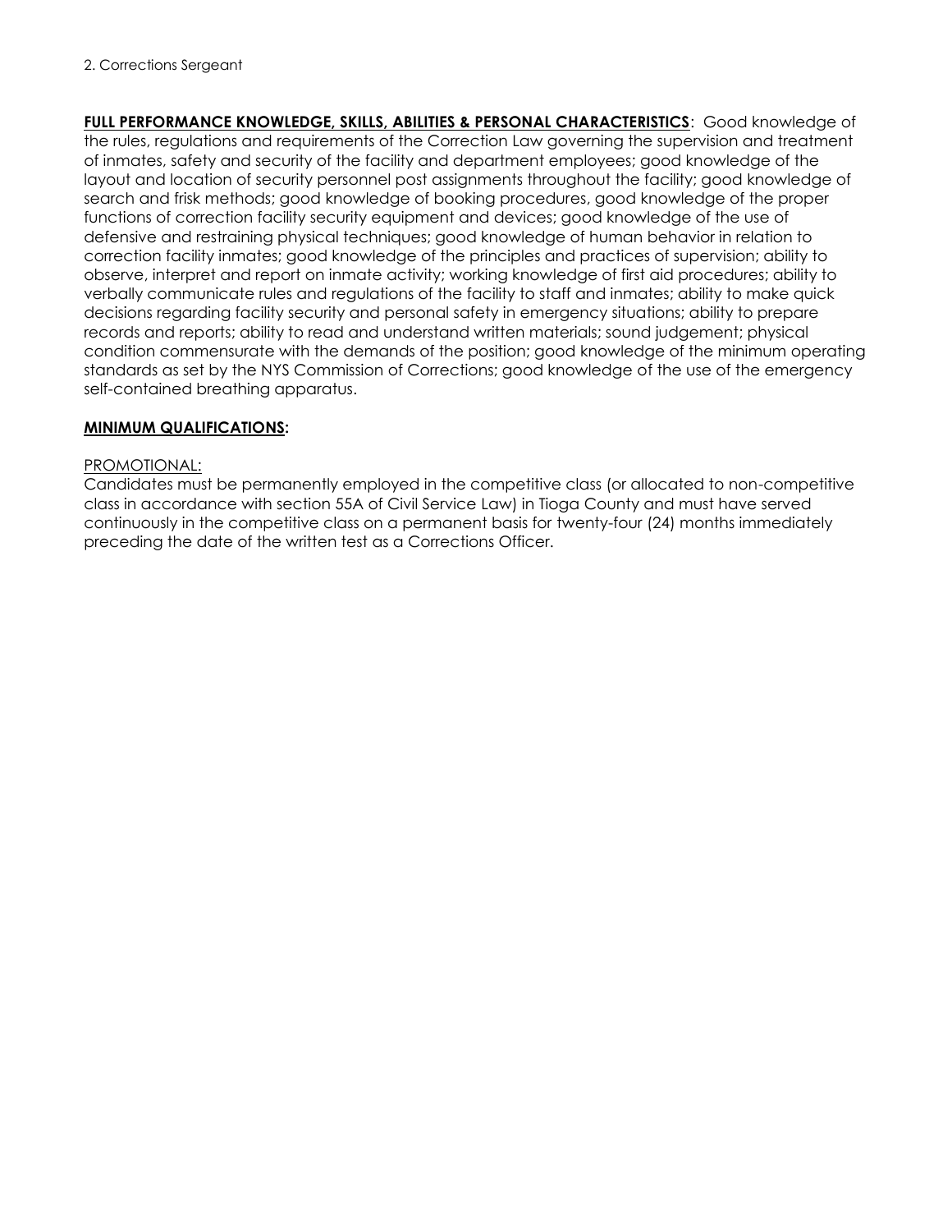**FULL PERFORMANCE KNOWLEDGE, SKILLS, ABILITIES & PERSONAL CHARACTERISTICS**: Good knowledge of the rules, regulations and requirements of the Correction Law governing the supervision and treatment of inmates, safety and security of the facility and department employees; good knowledge of the layout and location of security personnel post assignments throughout the facility; good knowledge of search and frisk methods; good knowledge of booking procedures, good knowledge of the proper functions of correction facility security equipment and devices; good knowledge of the use of defensive and restraining physical techniques; good knowledge of human behavior in relation to correction facility inmates; good knowledge of the principles and practices of supervision; ability to observe, interpret and report on inmate activity; working knowledge of first aid procedures; ability to verbally communicate rules and regulations of the facility to staff and inmates; ability to make quick decisions regarding facility security and personal safety in emergency situations; ability to prepare records and reports; ability to read and understand written materials; sound judgement; physical condition commensurate with the demands of the position; good knowledge of the minimum operating standards as set by the NYS Commission of Corrections; good knowledge of the use of the emergency self-contained breathing apparatus.

**MINIMUM QUALIFICATIONS:**

PROMOTIONAL:

Candidates must be permanently employed in the competitive class (or allocated to non-competitive class in accordance with section 55A of Civil Service Law) in Tioga County and must have served continuously in the competitive class on a permanent basis for twenty-four (24) months immediately preceding the date of the written test as a Corrections Officer.